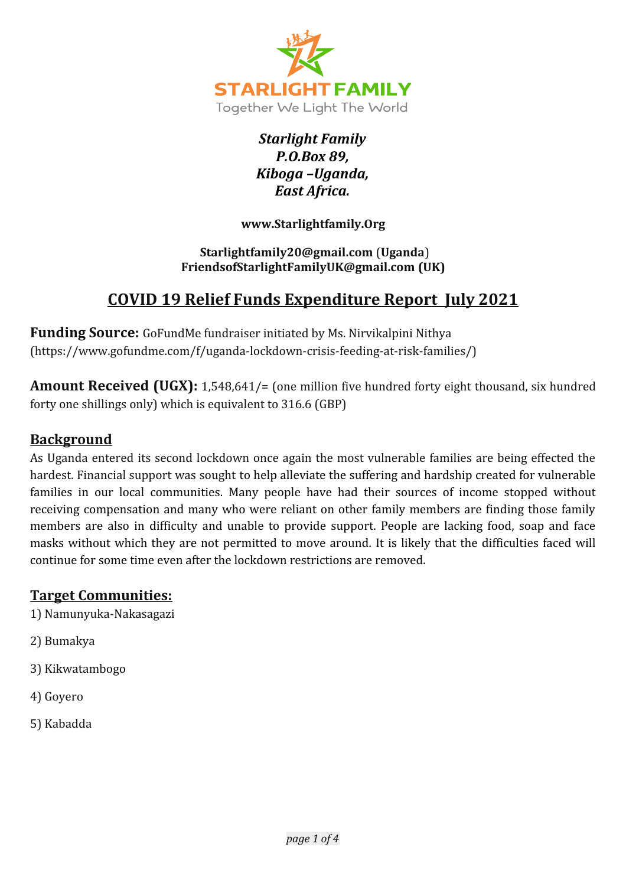**STARLIGHT FAMILY**

Together We Light The World

***Starlight Family***
***P.O.Box 89,***
***Kiboga –Uganda,***
***East Africa.***

**www.Starlightfamily.Org**

**Starlightfamily20@gmail.com** (**Uganda**)
**FriendsofStarlightFamilyUK@gmail.com (UK)**

# COVID 19 Relief Funds Expenditure Report July 2021

**Funding Source:** GoFundMe fundraiser initiated by Ms. Nirvikalpini Nithya (https://www.gofundme.com/f/uganda-lockdown-crisis-feeding-at-risk-families/)

**Amount Received (UGX):** 1,548,641/= (one million five hundred forty eight thousand, six hundred forty one shillings only) which is equivalent to 316.6 (GBP)

## Background

As Uganda entered its second lockdown once again the most vulnerable families are being effected the hardest. Financial support was sought to help alleviate the suffering and hardship created for vulnerable families in our local communities. Many people have had their sources of income stopped without receiving compensation and many who were reliant on other family members are finding those family members are also in difficulty and unable to provide support. People are lacking food, soap and face masks without which they are not permitted to move around. It is likely that the difficulties faced will continue for some time even after the lockdown restrictions are removed.

## Target Communities:

1) Namunyuka-Nakasagazi

2) Bumakya

3) Kikwatambogo

4) Goyero

5) Kabadda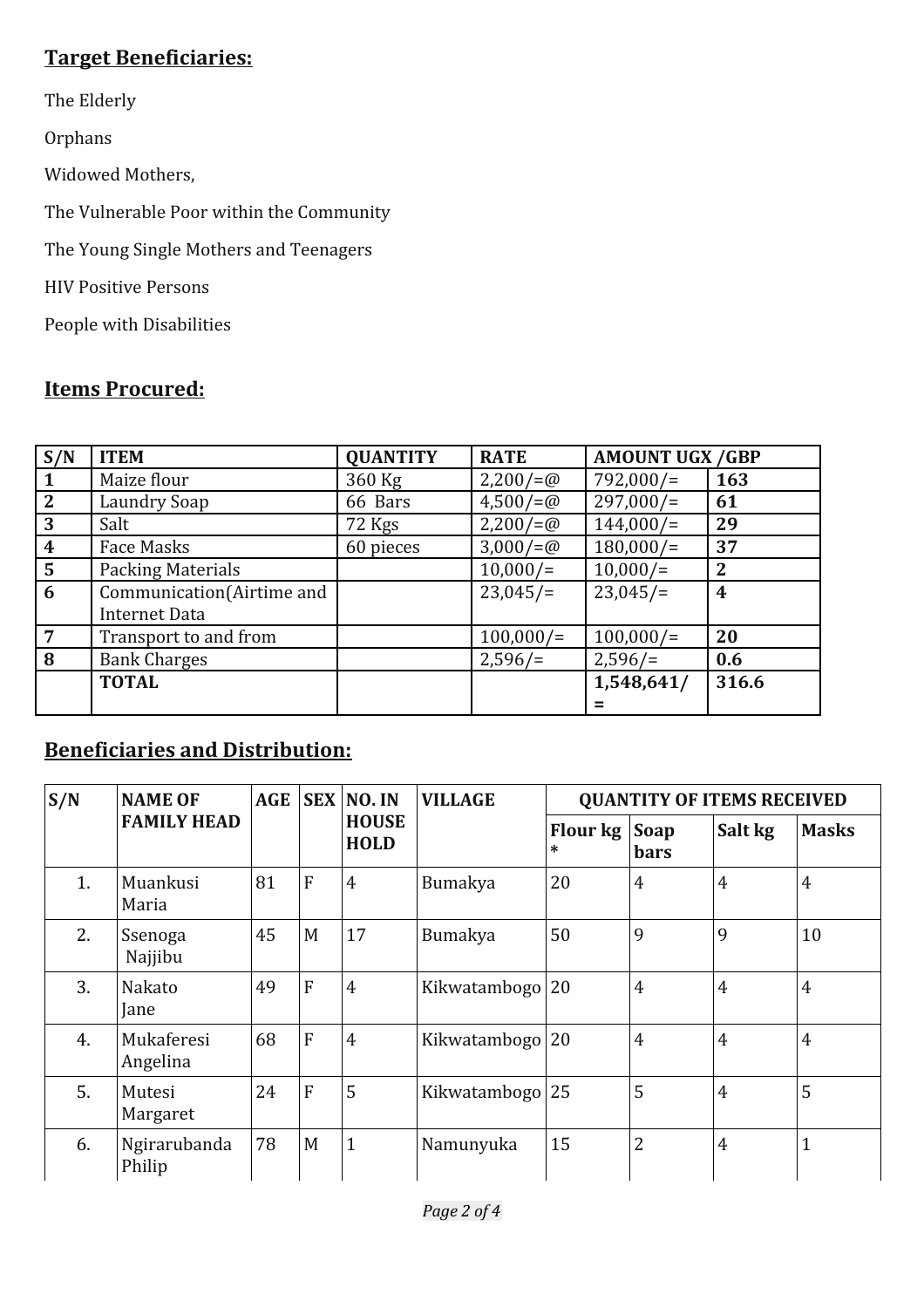## Target Beneficiaries:

The Elderly

Orphans

Widowed Mothers,

The Vulnerable Poor within the Community

The Young Single Mothers and Teenagers

HIV Positive Persons

People with Disabilities

## Items Procured:

| S/N | ITEM | QUANTITY | RATE | AMOUNT UGX /GBP | |
|---|---|---|---|---|---|
| **1** | Maize flour | 360 Kg | 2,200/=@ | 792,000/= | **163** |
| **2** | Laundry Soap | 66 Bars | 4,500/=@ | 297,000/= | **61** |
| **3** | Salt | 72 Kgs | 2,200/=@ | 144,000/= | **29** |
| **4** | Face Masks | 60 pieces | 3,000/=@ | 180,000/= | **37** |
| **5** | Packing Materials | | 10,000/= | 10,000/= | **2** |
| **6** | Communication(Airtime and Internet Data | | 23,045/= | 23,045/= | **4** |
| **7** | Transport to and from | | 100,000/= | 100,000/= | **20** |
| **8** | Bank Charges | | 2,596/= | 2,596/= | **0.6** |
| | **TOTAL** | | | **1,548,641/=** | **316.6** |

## Beneficiaries and Distribution:

| S/N | NAME OF FAMILY HEAD | AGE | SEX | NO. IN HOUSE HOLD | VILLAGE | QUANTITY OF ITEMS RECEIVED | | | |
|---|---|---|---|---|---|---|---|---|---|
| | | | | | | **Flour kg *** | **Soap bars** | **Salt kg** | **Masks** |
| 1. | Muankusi Maria | 81 | F | 4 | Bumakya | 20 | 4 | 4 | 4 |
| 2. | Ssenoga Najjibu | 45 | M | 17 | Bumakya | 50 | 9 | 9 | 10 |
| 3. | Nakato Jane | 49 | F | 4 | Kikwatambogo | 20 | 4 | 4 | 4 |
| 4. | Mukaferesi Angelina | 68 | F | 4 | Kikwatambogo | 20 | 4 | 4 | 4 |
| 5. | Mutesi Margaret | 24 | F | 5 | Kikwatambogo | 25 | 5 | 4 | 5 |
| 6. | Ngirarubanda Philip | 78 | M | 1 | Namunyuka | 15 | 2 | 4 | 1 |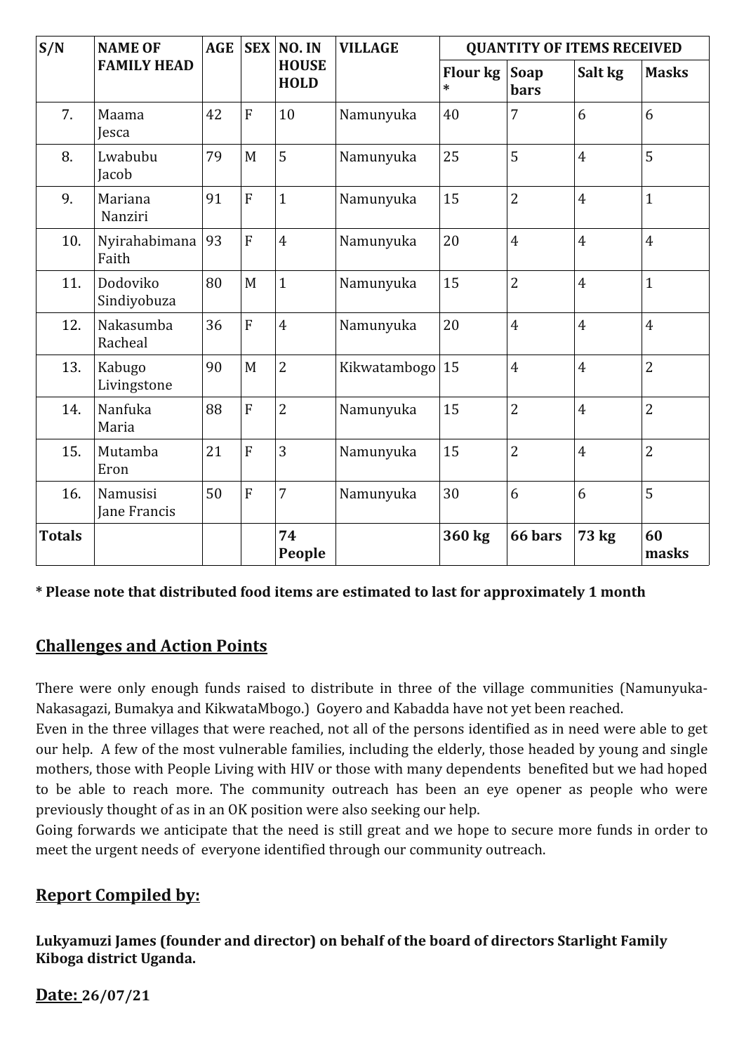| S/N | NAME OF FAMILY HEAD | AGE | SEX | NO. IN HOUSE HOLD | VILLAGE | QUANTITY OF ITEMS RECEIVED | | | |
|---|---|---|---|---|---|---|---|---|---|
| | | | | | | Flour kg * | Soap bars | Salt kg | Masks |
| 7. | Maama Jesca | 42 | F | 10 | Namunyuka | 40 | 7 | 6 | 6 |
| 8. | Lwabubu Jacob | 79 | M | 5 | Namunyuka | 25 | 5 | 4 | 5 |
| 9. | Mariana Nanziri | 91 | F | 1 | Namunyuka | 15 | 2 | 4 | 1 |
| 10. | Nyirahabimana Faith | 93 | F | 4 | Namunyuka | 20 | 4 | 4 | 4 |
| 11. | Dodoviko Sindiyobuza | 80 | M | 1 | Namunyuka | 15 | 2 | 4 | 1 |
| 12. | Nakasumba Racheal | 36 | F | 4 | Namunyuka | 20 | 4 | 4 | 4 |
| 13. | Kabugo Livingstone | 90 | M | 2 | Kikwatambogo | 15 | 4 | 4 | 2 |
| 14. | Nanfuka Maria | 88 | F | 2 | Namunyuka | 15 | 2 | 4 | 2 |
| 15. | Mutamba Eron | 21 | F | 3 | Namunyuka | 15 | 2 | 4 | 2 |
| 16. | Namusisi Jane Francis | 50 | F | 7 | Namunyuka | 30 | 6 | 6 | 5 |
| **Totals** | | | | **74 People** | | **360 kg** | **66 bars** | **73 kg** | **60 masks** |

**\* Please note that distributed food items are estimated to last for approximately 1 month**

## Challenges and Action Points

There were only enough funds raised to distribute in three of the village communities (Namunyuka-Nakasagazi, Bumakya and KikwataMbogo.) Goyero and Kabadda have not yet been reached.

Even in the three villages that were reached, not all of the persons identified as in need were able to get our help. A few of the most vulnerable families, including the elderly, those headed by young and single mothers, those with People Living with HIV or those with many dependents benefited but we had hoped to be able to reach more. The community outreach has been an eye opener as people who were previously thought of as in an OK position were also seeking our help.

Going forwards we anticipate that the need is still great and we hope to secure more funds in order to meet the urgent needs of everyone identified through our community outreach.

## Report Compiled by:

**Lukyamuzi James (founder and director) on behalf of the board of directors Starlight Family Kiboga district Uganda.**

**Date: 26/07/21**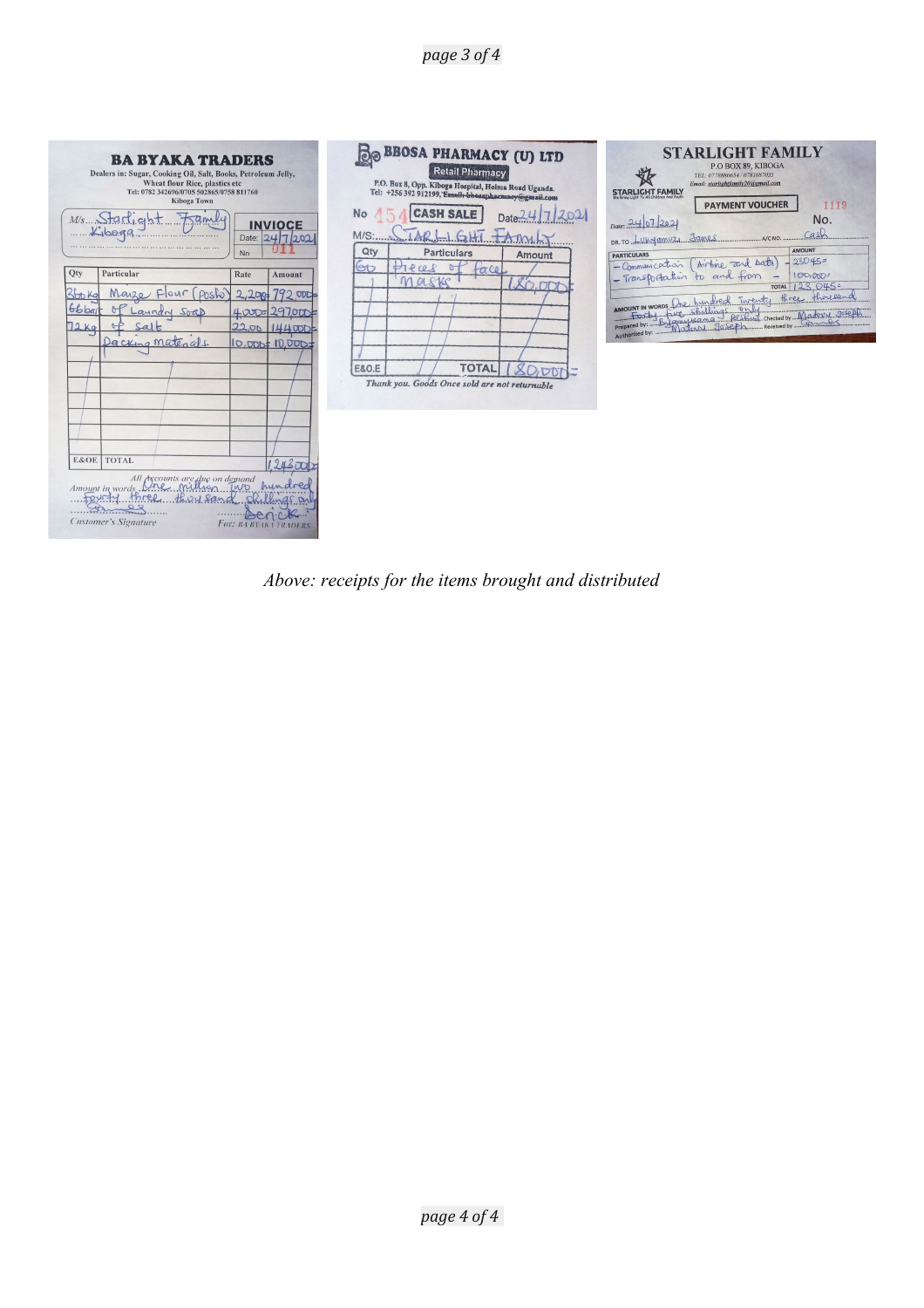## BA BYAKA TRADERS

Dealers in: Sugar, Cooking Oil, Salt, Books, Petroleum Jelly, Wheat flour Rice, plastics etc

Tel: 0782 342696/0705 502865/0758 811760

Kiboga Town

M/s Starlight Family Kiboga

**INVOICE**

Date: 24/7/2021

No 011

| Qty | Particular | Rate | Amount |
|---|---|---|---|
| 360 kg | Maize Flour (posho) | 2,200 | 792,000= |
| 66 bar | of Laundry Soap | 4,500 | 297,000= |
| 72 kg | of salt | 2200 | 144,000= |
| | packing materials | 10,000 | 10,000= |
| E&OE | TOTAL | | 1,243,000 |

All Accounts are due on demand

Amount in words: One million two hundred forty three thousand shillings only

Customer's Signature

For: BA BYAKA TRADERS

## BBOSA PHARMACY (U) LTD

Retail Pharmacy

P.O. Box 8, Opp. Kiboga Hospital, Hoima Road Uganda.

Tel: +256 392 912199, Email: bbosapharmacy@gmail.com

No 454 **CASH SALE** Date 24/7/2021

M/S: STARLIGHT FAMILY

| Qty | Particulars | Amount |
|---|---|---|
| 60 | Pieces of face masks | 180,000= |
| E&O.E | TOTAL | 180,000= |

*Thank you. Goods Once sold are not returnable*

## STARLIGHT FAMILY

P.O BOX 89, KIBOGA

TEL: 0779886654 / 0781687035

Email: starlightfamily20@gmail.com

**PAYMENT VOUCHER**

No. 1119

Date: 24/07/2021

DR. TO Lukyamuzi James A/C NO. Cash

| PARTICULARS | AMOUNT |
|---|---|
| - Communication (Airtime and data) | 23045= |
| - Transportation to and from | 100,000= |
| TOTAL | 123,045= |

AMOUNT IN WORDS: One hundred Twenty three thousand Forty five shillings only

Prepared by: Bulamusana Persius Checked by: Matovu Joseph

Authorized by: Matovu Joseph Received by:

*Above: receipts for the items brought and distributed*